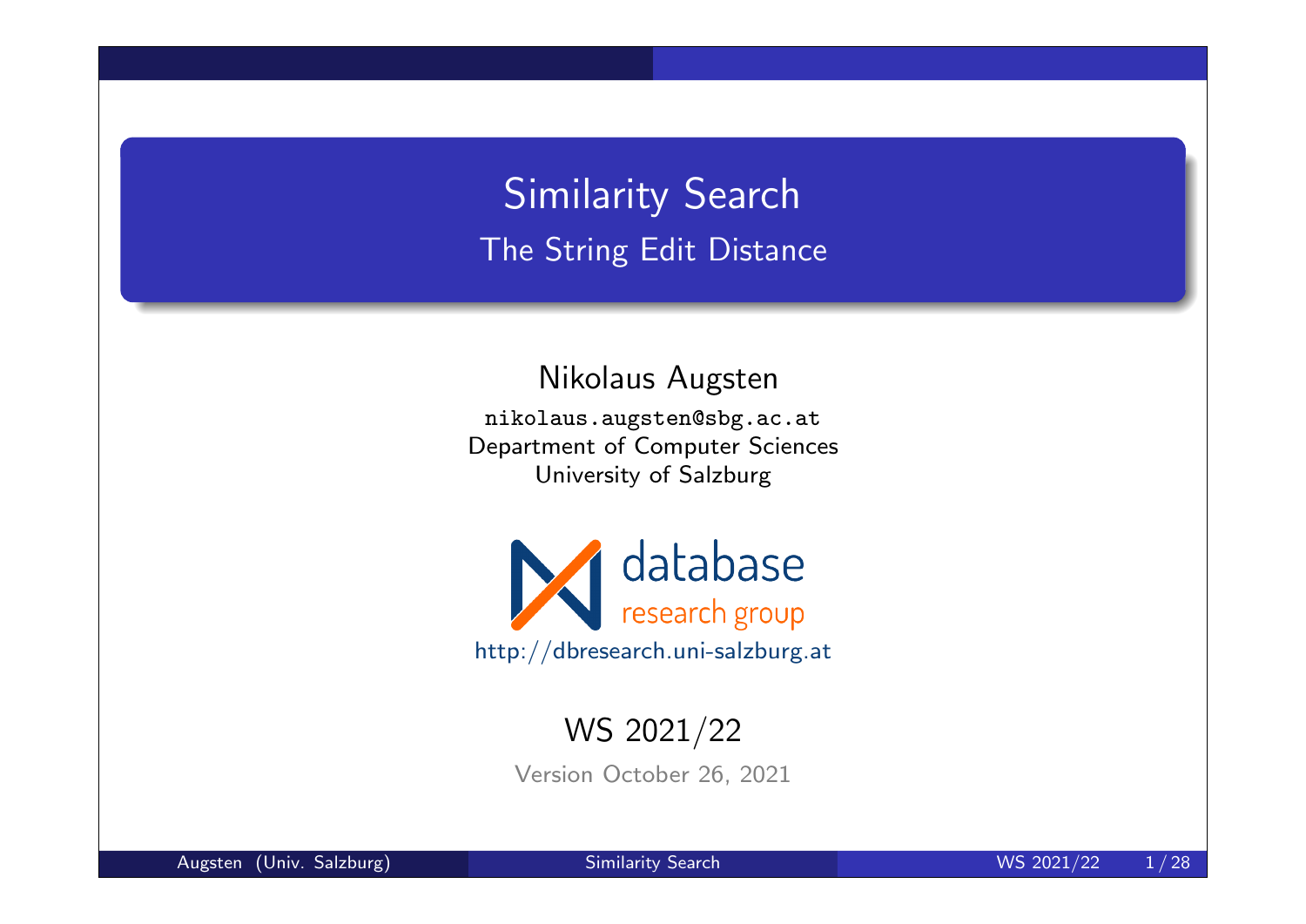# Similarity Search

## The String Edit Distance

Nikolaus Augsten

nikolaus.augsten@sbg.ac.at
Department of Computer Sciences
University of Salzburg

database
research group
http://dbresearch.uni-salzburg.at

WS 2021/22

Version October 26, 2021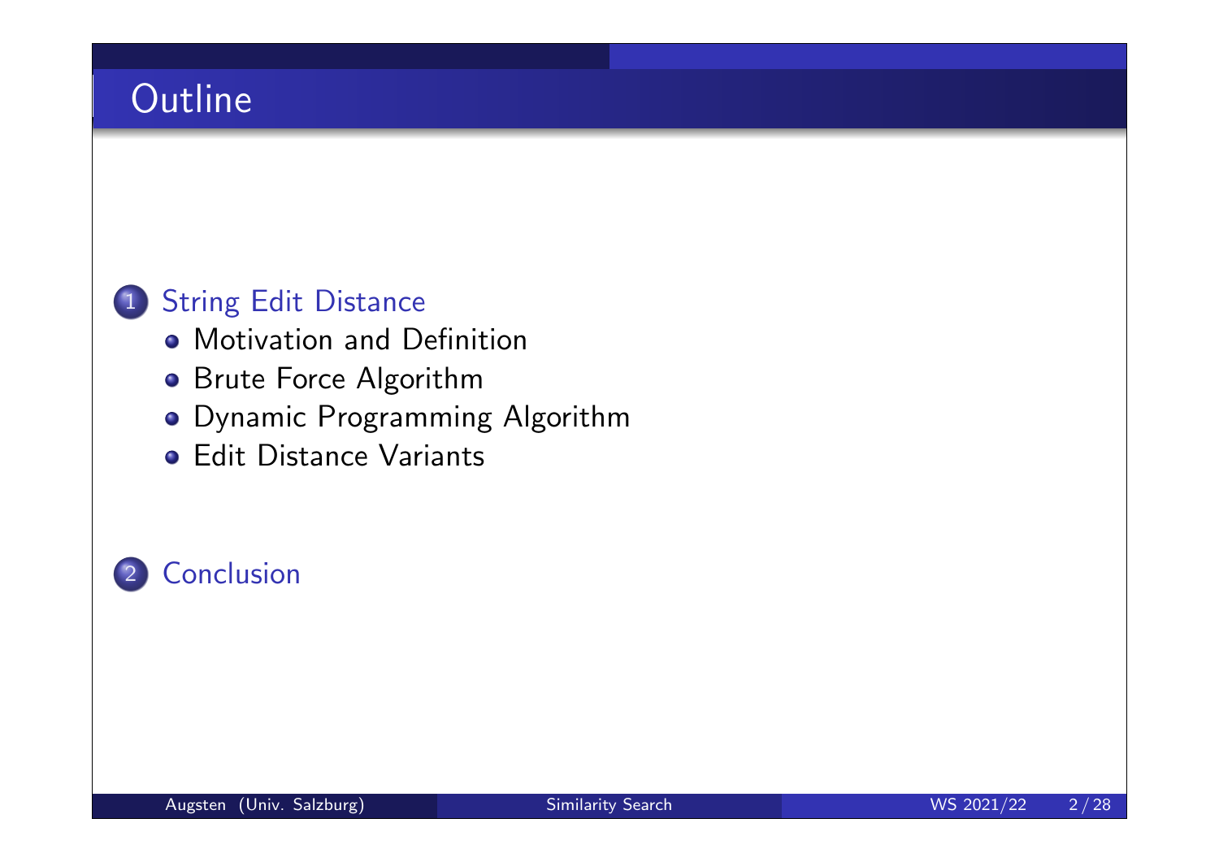# Outline

1. String Edit Distance
   - Motivation and Definition
   - Brute Force Algorithm
   - Dynamic Programming Algorithm
   - Edit Distance Variants

2. Conclusion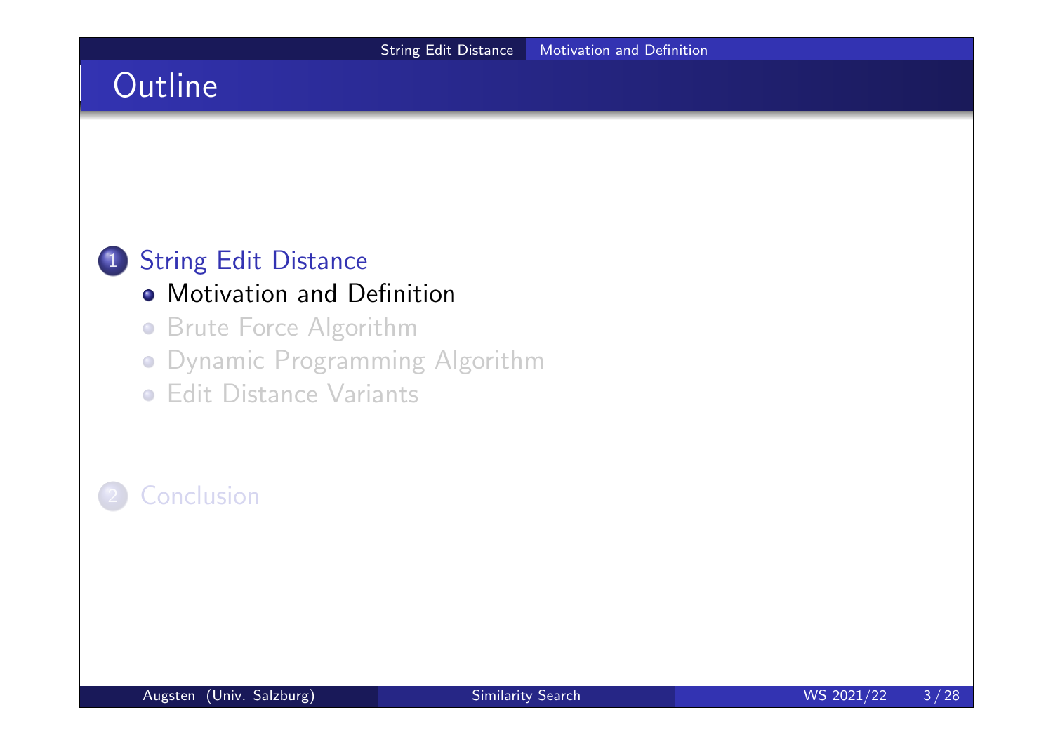# Outline

1. String Edit Distance
   - Motivation and Definition
   - Brute Force Algorithm
   - Dynamic Programming Algorithm
   - Edit Distance Variants

2. Conclusion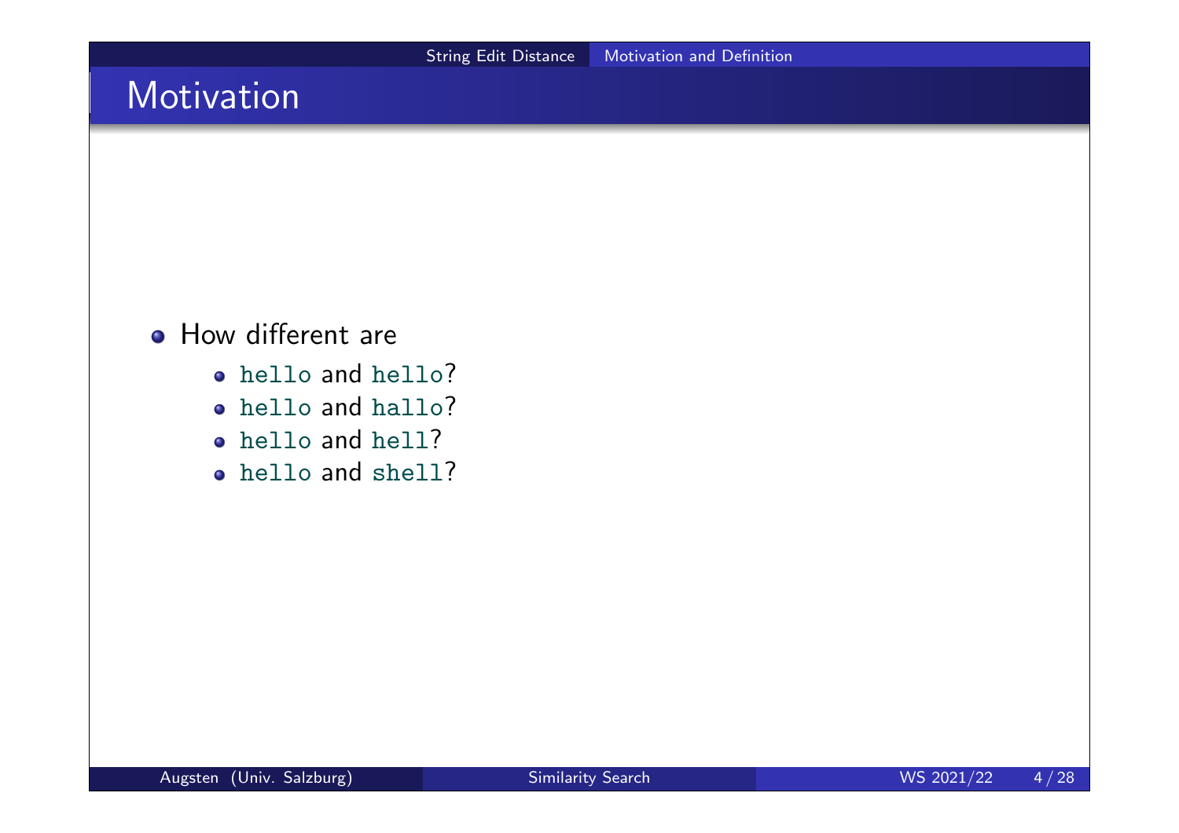## Motivation

- How different are
  - `hello` and `hello`?
  - `hello` and `hallo`?
  - `hello` and `hell`?
  - `hello` and `shell`?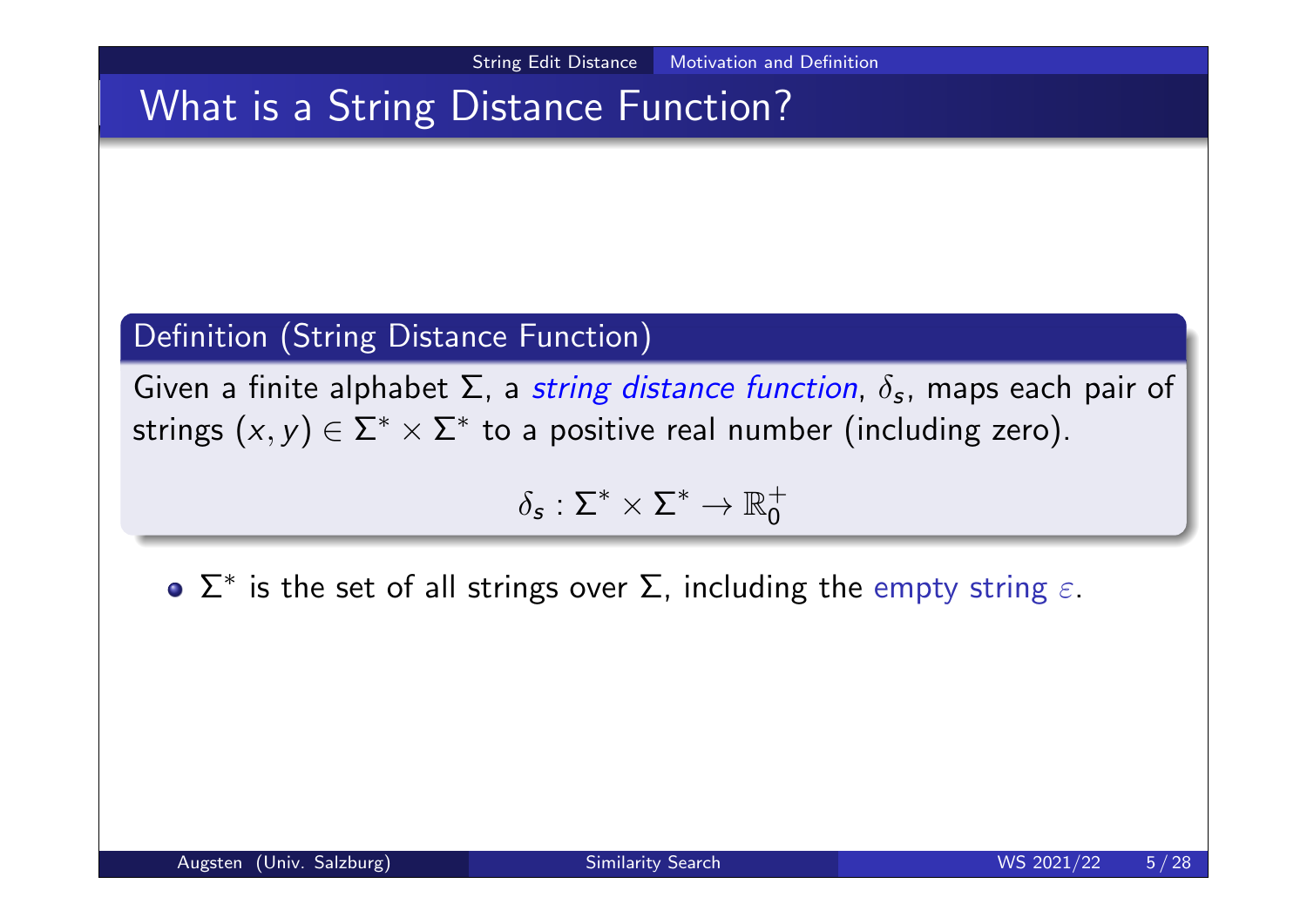# What is a String Distance Function?

**Definition (String Distance Function)**

Given a finite alphabet $\Sigma$, a *string distance function*, $\delta_s$, maps each pair of strings $(x, y) \in \Sigma^* \times \Sigma^*$ to a positive real number (including zero).

$$\delta_s : \Sigma^* \times \Sigma^* \to \mathbb{R}_0^+$$

- $\Sigma^*$ is the set of all strings over $\Sigma$, including the empty string $\varepsilon$.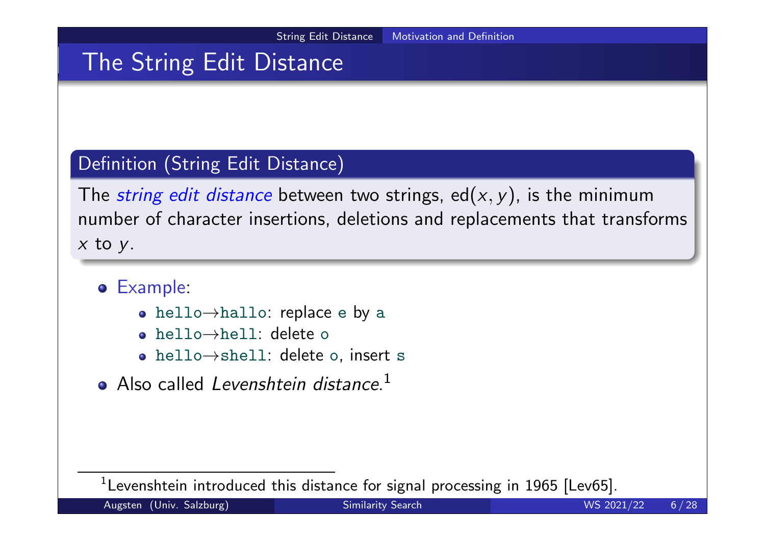# The String Edit Distance

**Definition (String Edit Distance)**

The *string edit distance* between two strings, $\text{ed}(x, y)$, is the minimum number of character insertions, deletions and replacements that transforms $x$ to $y$.

- Example:
  - `hello`→`hallo`: replace `e` by `a`
  - `hello`→`hell`: delete `o`
  - `hello`→`shell`: delete `o`, insert `s`
- Also called *Levenshtein distance*.[1]

[1] Levenshtein introduced this distance for signal processing in 1965 [Lev65].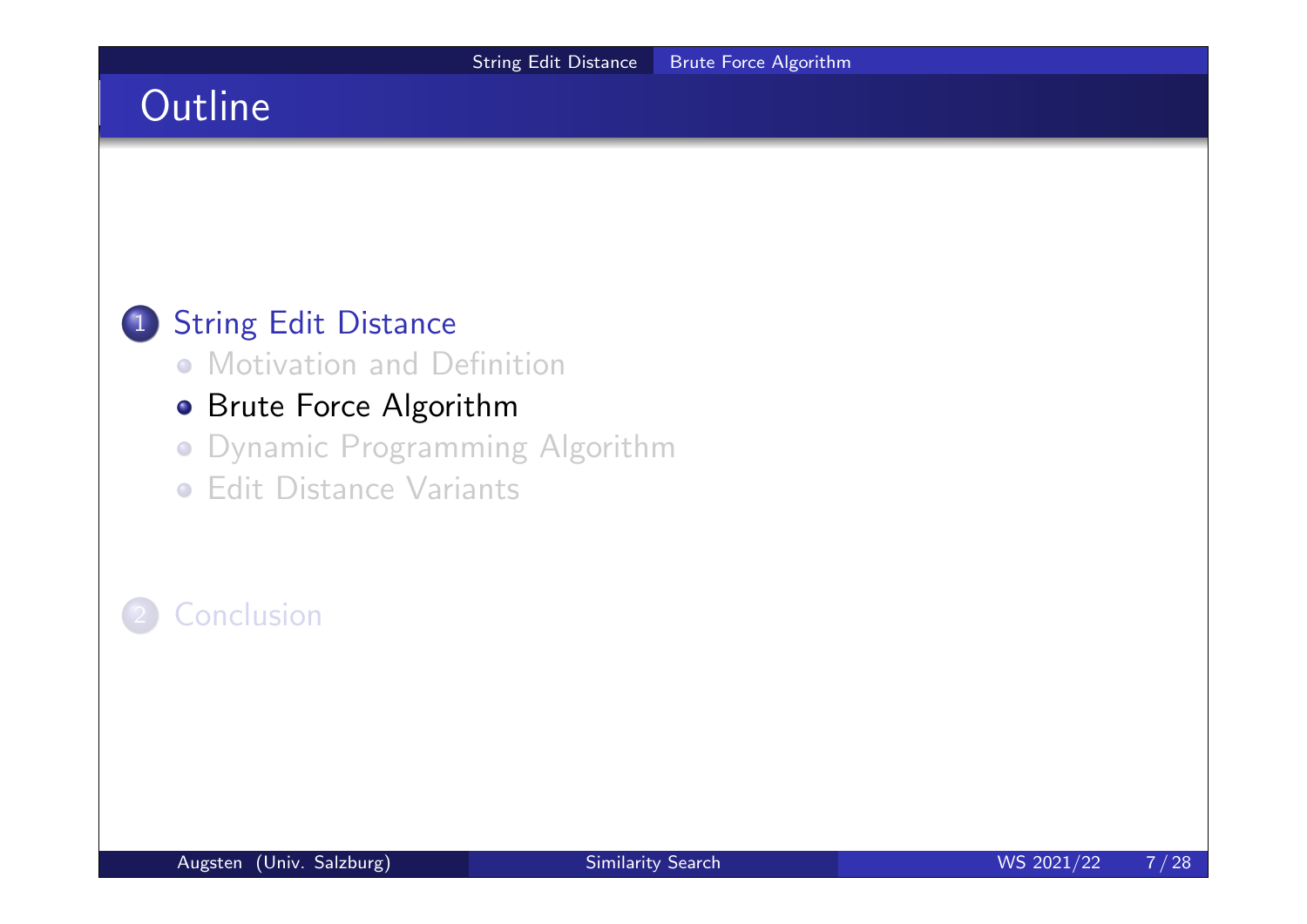# Outline

1. String Edit Distance
   - Motivation and Definition
   - Brute Force Algorithm
   - Dynamic Programming Algorithm
   - Edit Distance Variants

2. Conclusion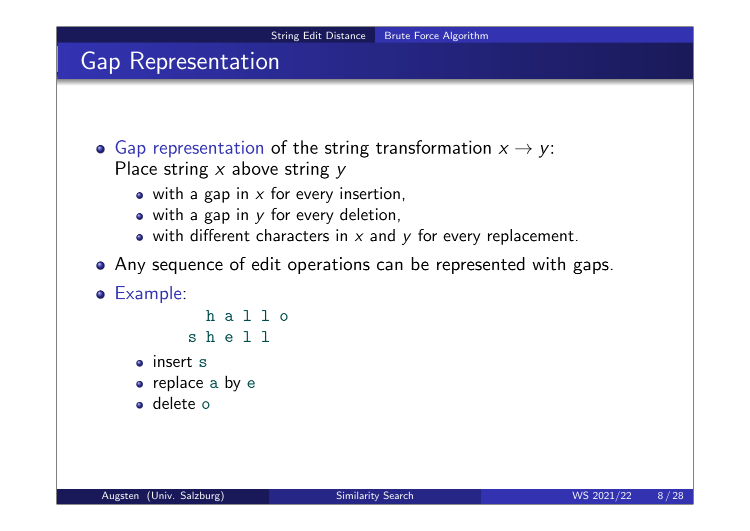# Gap Representation

- Gap representation of the string transformation $x \rightarrow y$: Place string $x$ above string $y$
  - with a gap in $x$ for every insertion,
  - with a gap in $y$ for every deletion,
  - with different characters in $x$ and $y$ for every replacement.
- Any sequence of edit operations can be represented with gaps.
- Example:

```
  h a l l o
s h e l l
```

  - insert `s`
  - replace `a` by `e`
  - delete `o`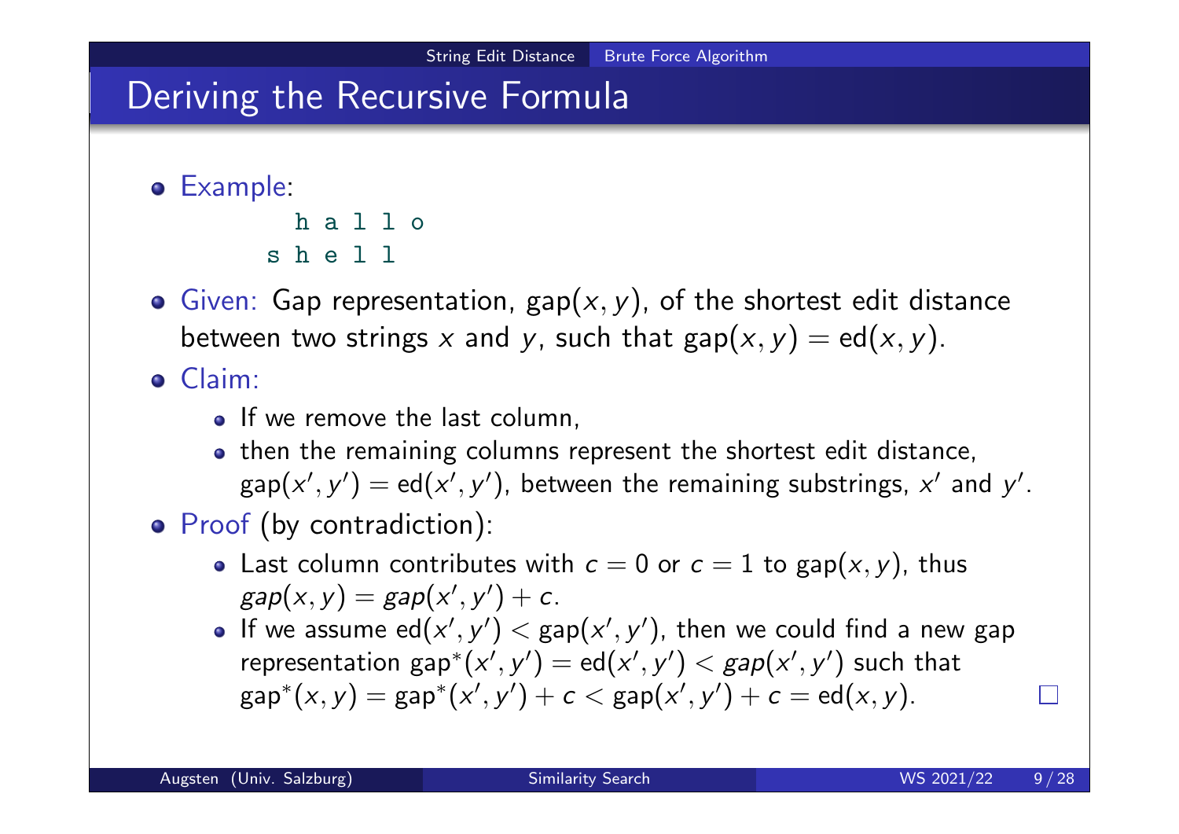## Deriving the Recursive Formula

- Example:

```
  h a l l o
s h e l l
```

- Given: Gap representation, $\text{gap}(x, y)$, of the shortest edit distance between two strings $x$ and $y$, such that $\text{gap}(x, y) = \text{ed}(x, y)$.
- Claim:
  - If we remove the last column,
  - then the remaining columns represent the shortest edit distance, $\text{gap}(x', y') = \text{ed}(x', y')$, between the remaining substrings, $x'$ and $y'$.
- Proof (by contradiction):
  - Last column contributes with $c = 0$ or $c = 1$ to $\text{gap}(x, y)$, thus $gap(x, y) = gap(x', y') + c$.
  - If we assume $\text{ed}(x', y') < \text{gap}(x', y')$, then we could find a new gap representation $\text{gap}^*(x', y') = \text{ed}(x', y') < gap(x', y')$ such that $\text{gap}^*(x, y) = \text{gap}^*(x', y') + c < \text{gap}(x', y') + c = \text{ed}(x, y)$. □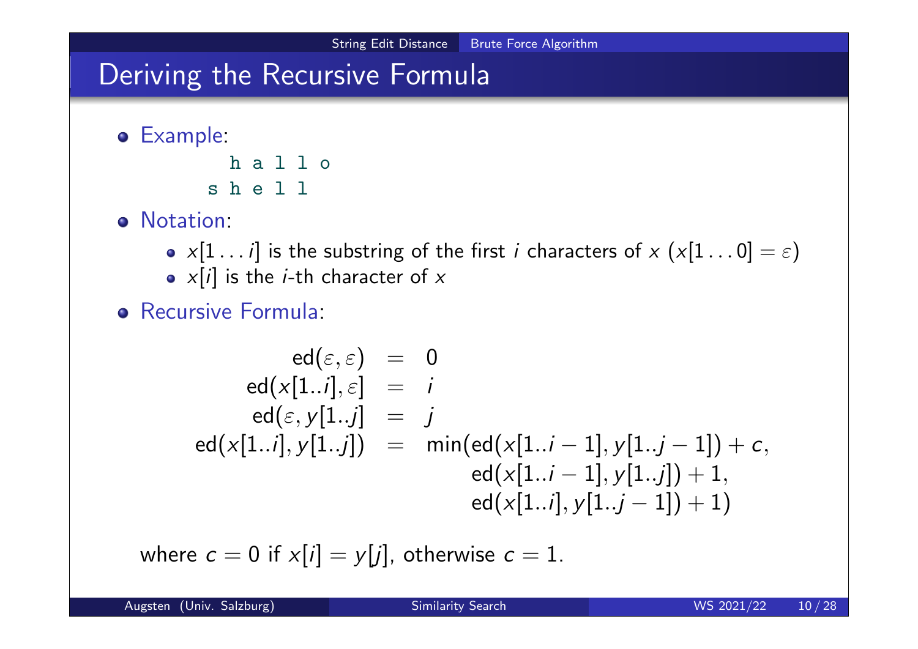# Deriving the Recursive Formula

- Example:

```
  h a l l o
s h e l l
```

- Notation:
  - $x[1 \dots i]$ is the substring of the first $i$ characters of $x$ ($x[1 \dots 0] = \varepsilon$)
  - $x[i]$ is the $i$-th character of $x$
- Recursive Formula:

$$
\begin{aligned}
\mathrm{ed}(\varepsilon, \varepsilon) &= 0 \\
\mathrm{ed}(x[1..i], \varepsilon] &= i \\
\mathrm{ed}(\varepsilon, y[1..j] &= j \\
\mathrm{ed}(x[1..i], y[1..j]) &= \min(\mathrm{ed}(x[1..i-1], y[1..j-1]) + c, \\
&\qquad\quad \mathrm{ed}(x[1..i-1], y[1..j]) + 1, \\
&\qquad\quad \mathrm{ed}(x[1..i], y[1..j-1]) + 1)
\end{aligned}
$$

where $c = 0$ if $x[i] = y[j]$, otherwise $c = 1$.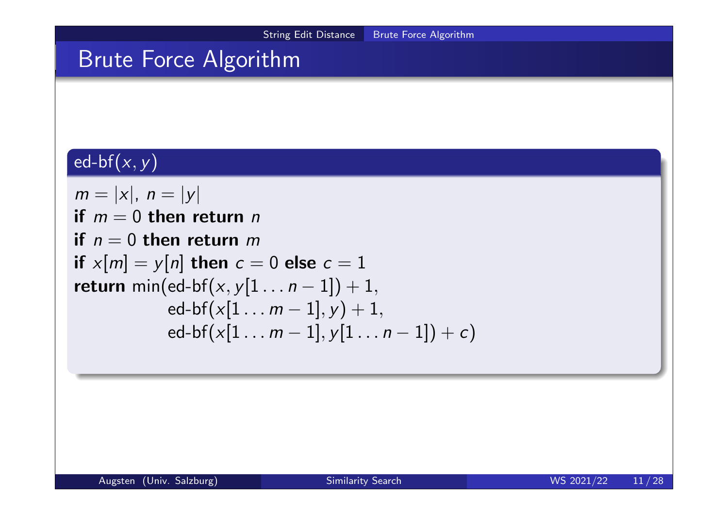# Brute Force Algorithm

**ed-bf$(x, y)$**

$m = |x|$, $n = |y|$
**if** $m = 0$ **then return** $n$
**if** $n = 0$ **then return** $m$
**if** $x[m] = y[n]$ **then** $c = 0$ **else** $c = 1$
**return** $\min($ed-bf$(x, y[1 \dots n-1]) + 1$,
ed-bf$(x[1 \dots m-1], y) + 1$,
ed-bf$(x[1 \dots m-1], y[1 \dots n-1]) + c)$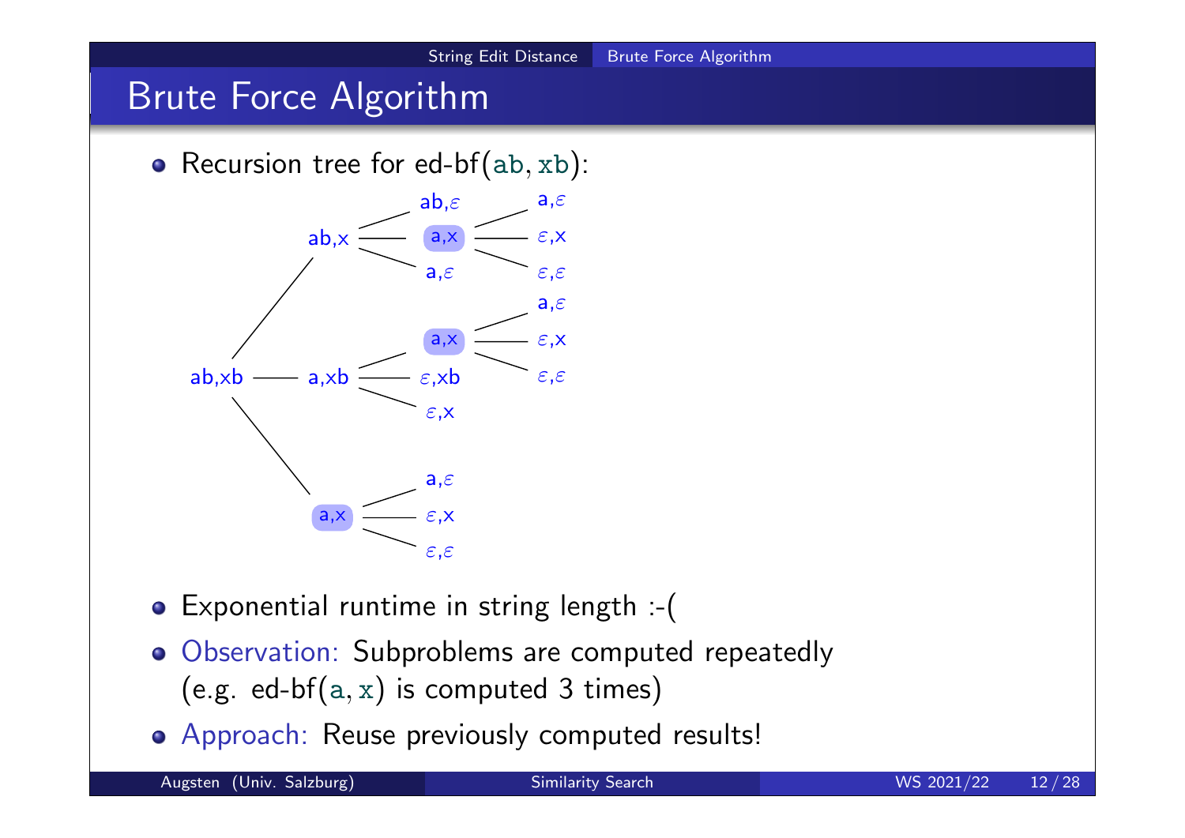# Brute Force Algorithm

- Recursion tree for ed-bf(ab, xb):

```
                          ab,ε            a,ε
           ab,x  ———————  a,x  ———————    ε,x
          /               a,ε             ε,ε
         /                                a,ε
        /                 a,x  ———————    ε,x
ab,xb ———— a,xb  ———————  ε,xb            ε,ε
        \                 ε,x
         \
          \               a,ε
           a,x   ———————  ε,x
                          ε,ε
```

- Exponential runtime in string length :-(
- Observation: Subproblems are computed repeatedly (e.g. ed-bf(a, x) is computed 3 times)
- Approach: Reuse previously computed results!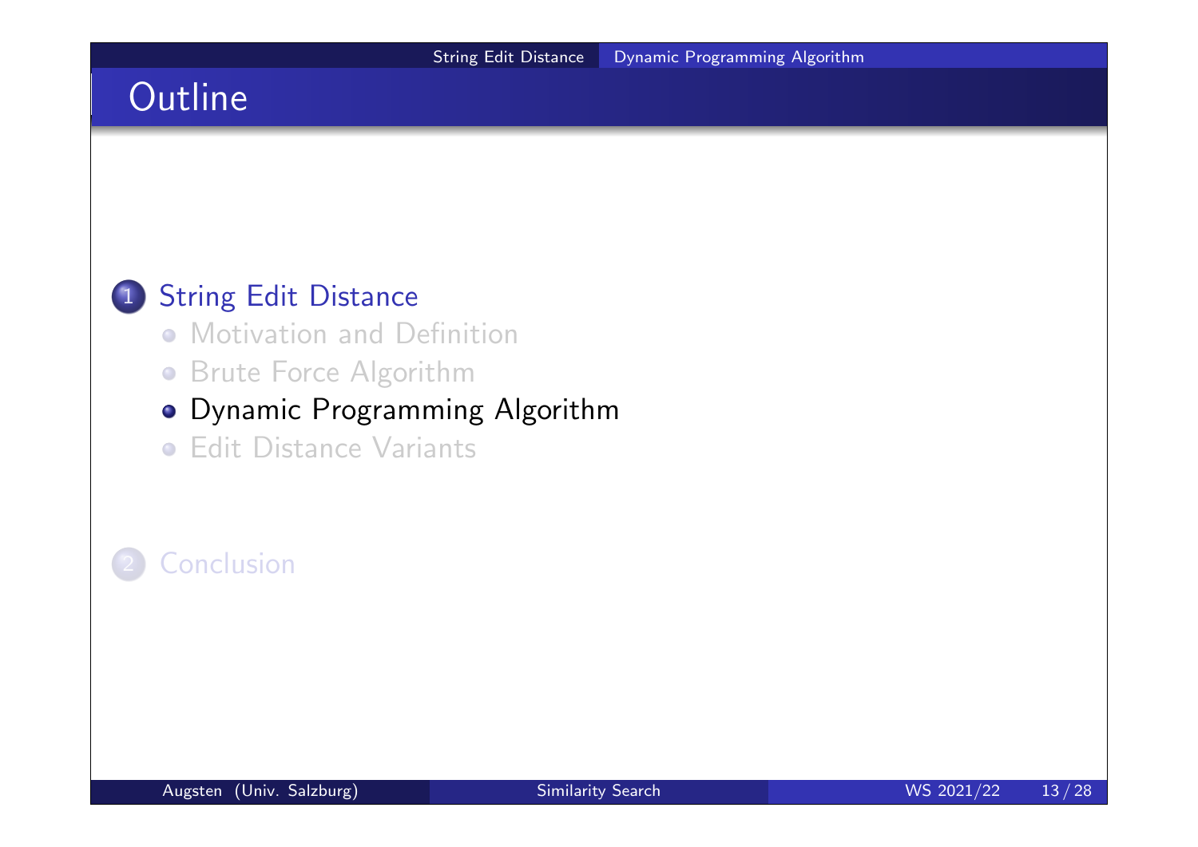## Outline

1. String Edit Distance
   - Motivation and Definition
   - Brute Force Algorithm
   - Dynamic Programming Algorithm
   - Edit Distance Variants

2. Conclusion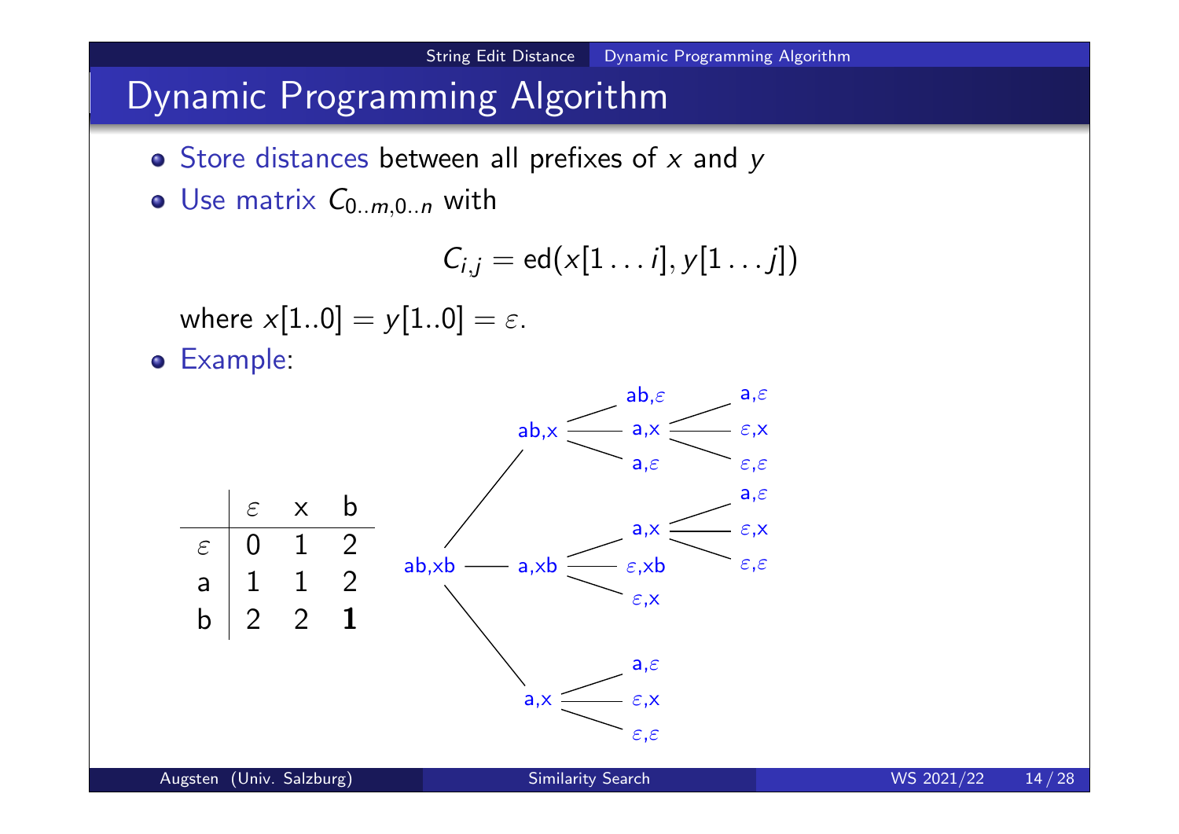# Dynamic Programming Algorithm

- Store distances between all prefixes of $x$ and $y$
- Use matrix $C_{0..m,0..n}$ with

$$C_{i,j} = \text{ed}(x[1\ldots i], y[1\ldots j])$$

where $x[1..0] = y[1..0] = \varepsilon$.

- Example:

|  | $\varepsilon$ | x | b |
|---|---|---|---|
| $\varepsilon$ | 0 | 1 | 2 |
| a | 1 | 1 | 2 |
| b | 2 | 2 | **1** |

ab,xb
- ab,x
  - ab,$\varepsilon$
  - a,x
    - a,$\varepsilon$
    - $\varepsilon$,x
    - $\varepsilon$,$\varepsilon$
  - a,$\varepsilon$
- a,xb
  - a,x
    - a,$\varepsilon$
    - $\varepsilon$,x
    - $\varepsilon$,$\varepsilon$
  - $\varepsilon$,xb
  - $\varepsilon$,x
- a,x
  - a,$\varepsilon$
  - $\varepsilon$,x
  - $\varepsilon$,$\varepsilon$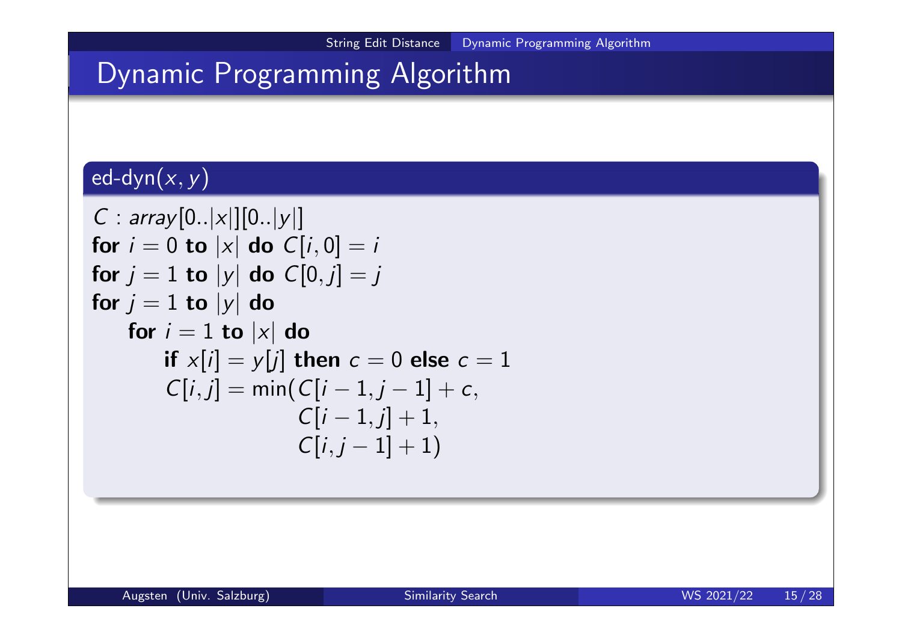# Dynamic Programming Algorithm

**ed-dyn($x, y$)**

$C$ : *array*$[0..|x|][0..|y|]$
**for** $i = 0$ **to** $|x|$ **do** $C[i, 0] = i$
**for** $j = 1$ **to** $|y|$ **do** $C[0, j] = j$
**for** $j = 1$ **to** $|y|$ **do**
  **for** $i = 1$ **to** $|x|$ **do**
    **if** $x[i] = y[j]$ **then** $c = 0$ **else** $c = 1$
    $C[i, j] = \min(C[i-1, j-1] + c,$
           $C[i-1, j] + 1,$
           $C[i, j-1] + 1)$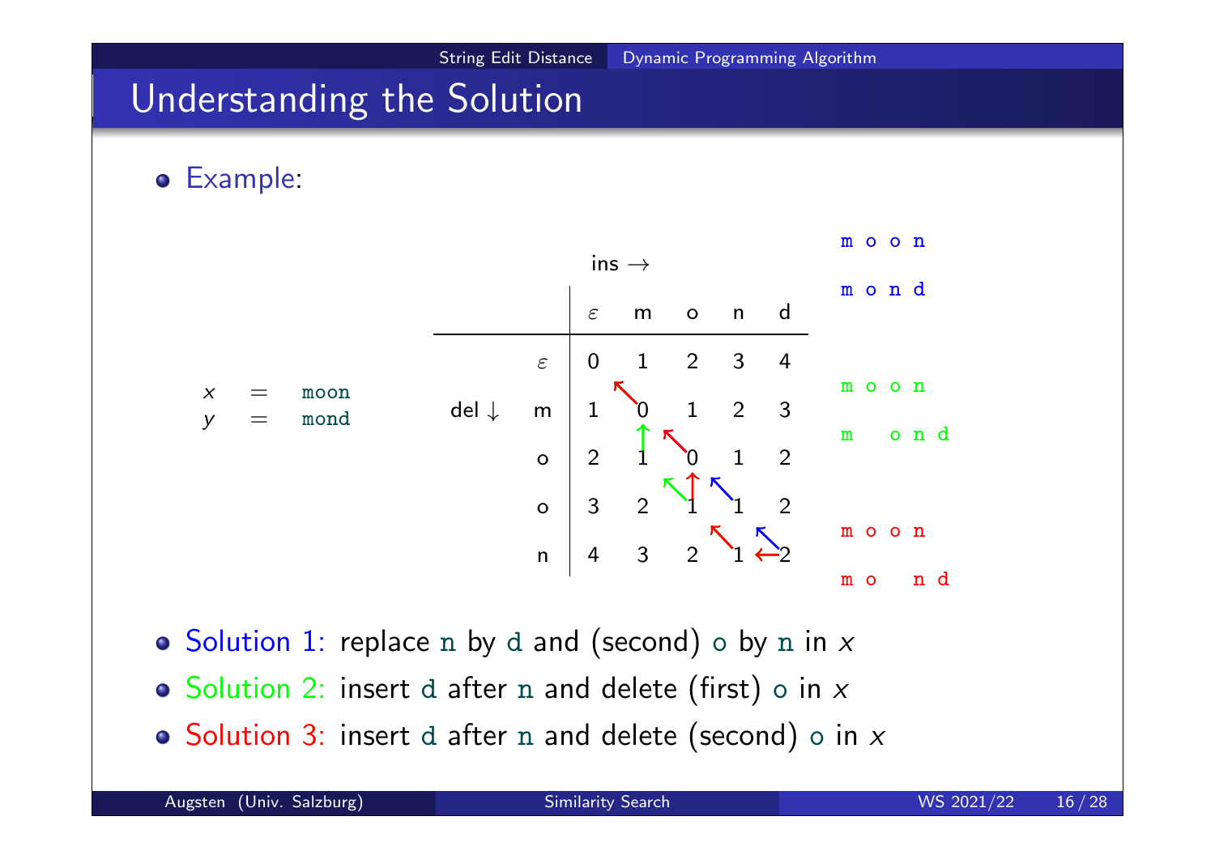# Understanding the Solution

- Example:

$x$ = moon
$y$ = mond

ins →

| | | $\varepsilon$ | m | o | n | d |
|---|---|---|---|---|---|---|
| | $\varepsilon$ | 0 | 1 | 2 | 3 | 4 |
| del ↓ | m | 1 | 0 | 1 | 2 | 3 |
| | o | 2 | 1 | 0 | 1 | 2 |
| | o | 3 | 2 | 1 | 1 | 2 |
| | n | 4 | 3 | 2 | 1 | 2 |

```
m o o n
m o n d
```

```
m o o n
m   o n d
```

```
m o o n
m o   n d
```

- Solution 1: replace n by d and (second) o by n in $x$
- Solution 2: insert d after n and delete (first) o in $x$
- Solution 3: insert d after n and delete (second) o in $x$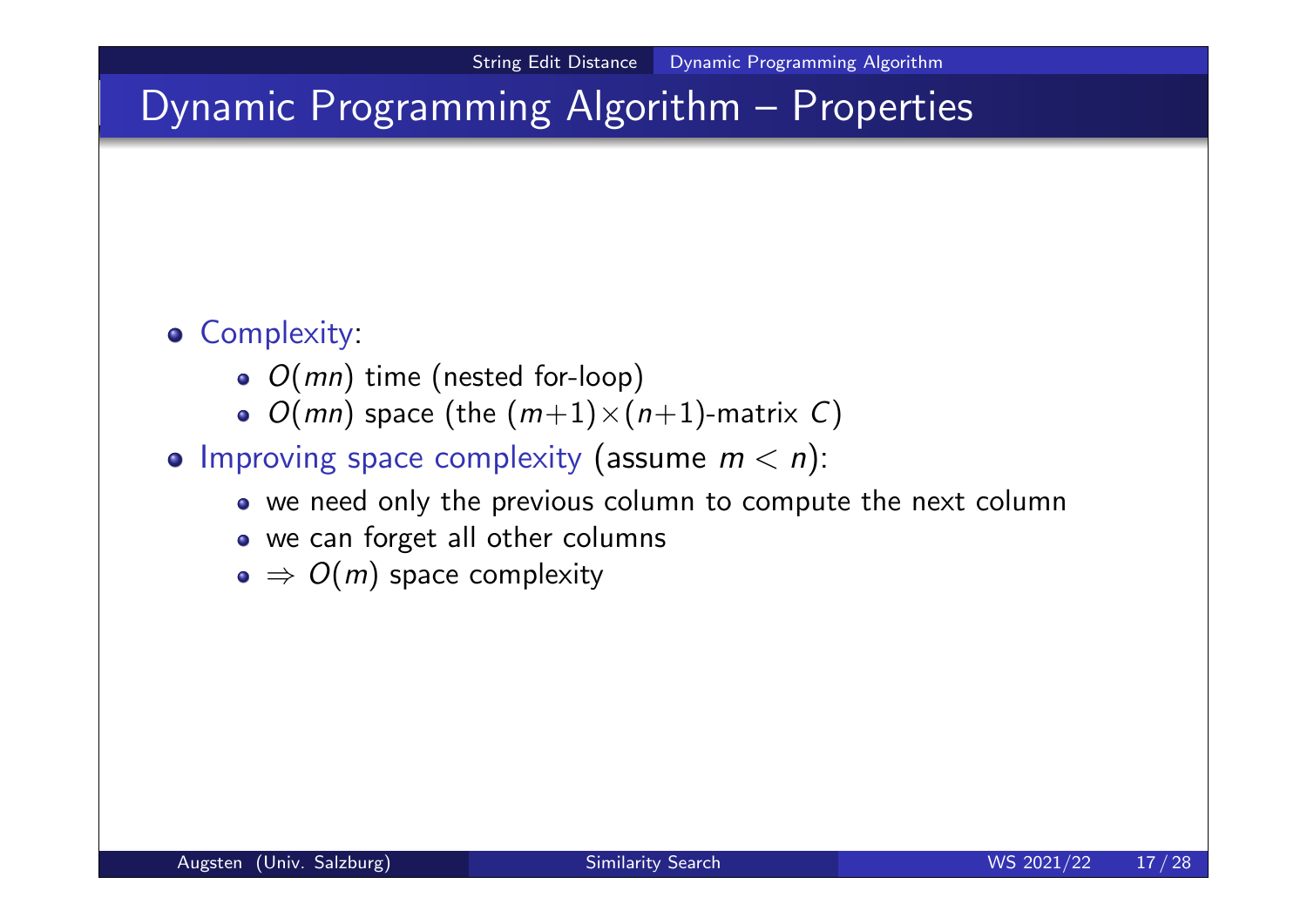# Dynamic Programming Algorithm – Properties

- Complexity:
  - $O(mn)$ time (nested for-loop)
  - $O(mn)$ space (the $(m+1) \times (n+1)$-matrix $C$)
- Improving space complexity (assume $m < n$):
  - we need only the previous column to compute the next column
  - we can forget all other columns
  - $\Rightarrow O(m)$ space complexity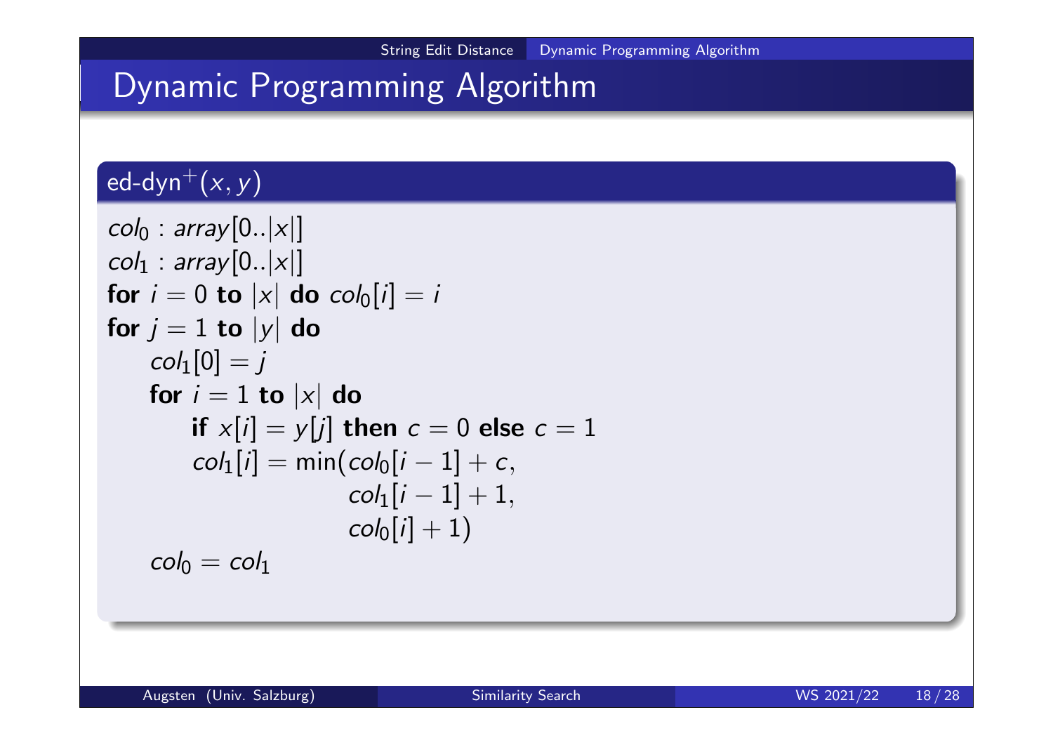# Dynamic Programming Algorithm

**ed-dyn$^+(x, y)$**

```
col_0 : array[0..|x|]
col_1 : array[0..|x|]
for i = 0 to |x| do col_0[i] = i
for j = 1 to |y| do
    col_1[0] = j
    for i = 1 to |x| do
        if x[i] = y[j] then c = 0 else c = 1
        col_1[i] = min(col_0[i − 1] + c,
                       col_1[i − 1] + 1,
                       col_0[i] + 1)
    col_0 = col_1
```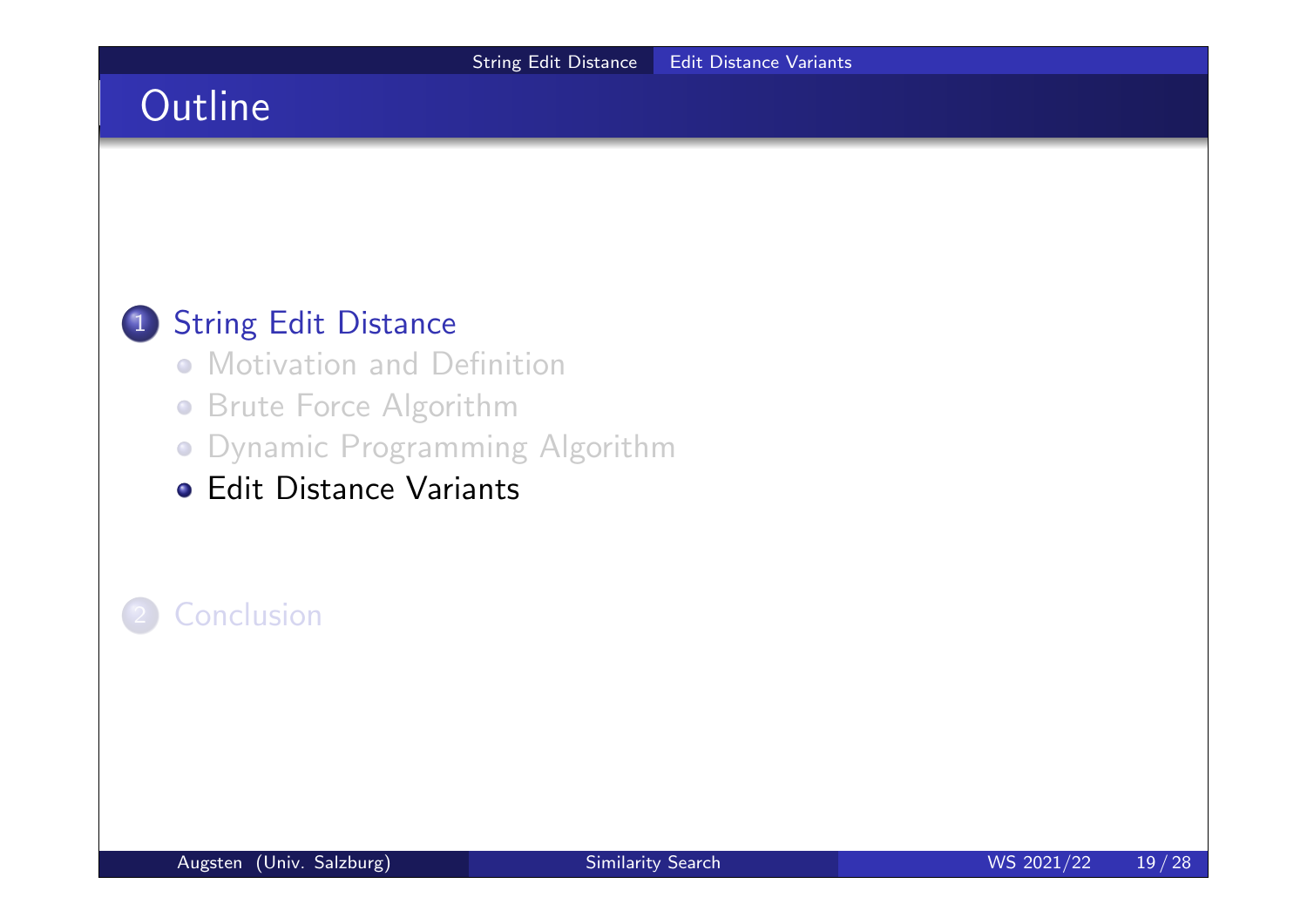# Outline

1. String Edit Distance
   - Motivation and Definition
   - Brute Force Algorithm
   - Dynamic Programming Algorithm
   - Edit Distance Variants

2. Conclusion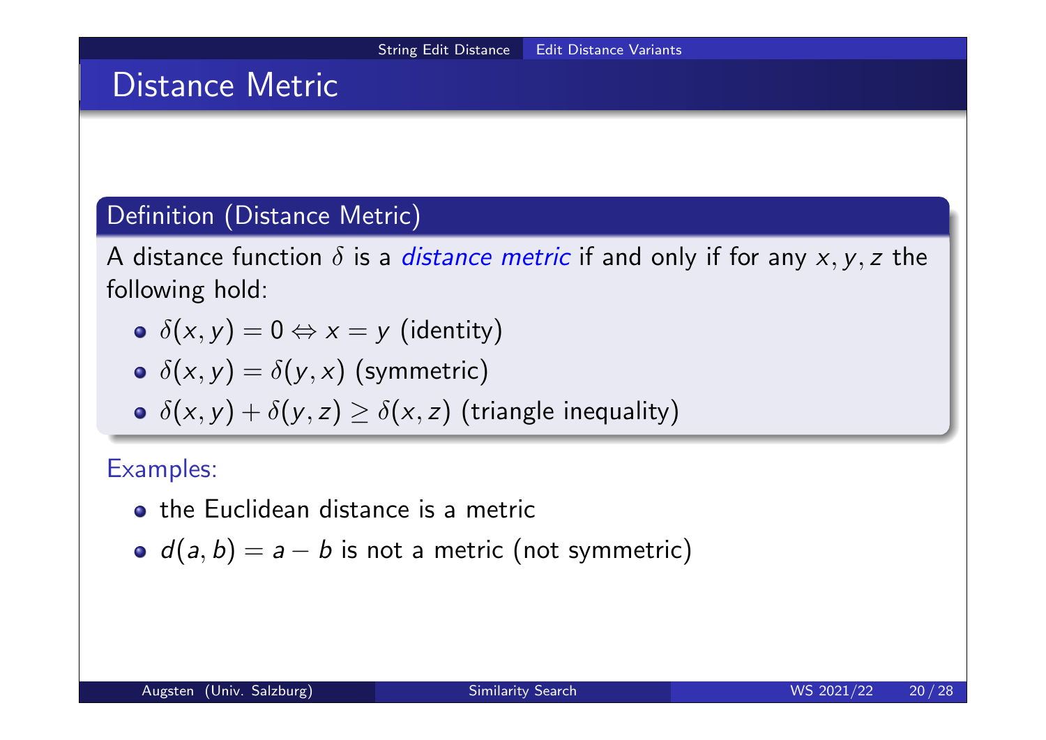# Distance Metric

### Definition (Distance Metric)

A distance function $\delta$ is a *distance metric* if and only if for any $x, y, z$ the following hold:

- $\delta(x, y) = 0 \Leftrightarrow x = y$ (identity)
- $\delta(x, y) = \delta(y, x)$ (symmetric)
- $\delta(x, y) + \delta(y, z) \geq \delta(x, z)$ (triangle inequality)

Examples:

- the Euclidean distance is a metric
- $d(a, b) = a - b$ is not a metric (not symmetric)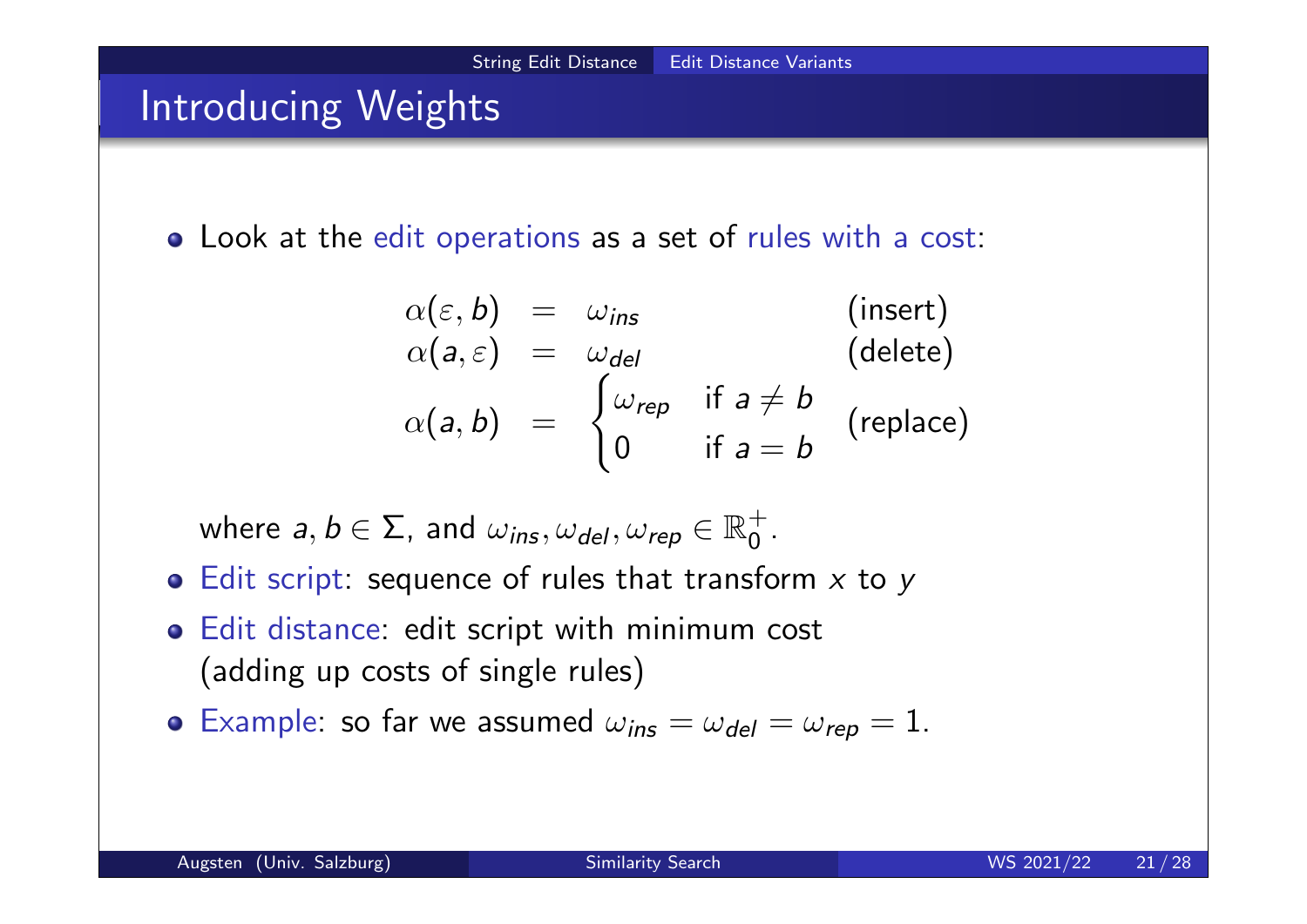# Introducing Weights

- Look at the edit operations as a set of rules with a cost:

$$
\begin{aligned}
\alpha(\varepsilon, b) &= \omega_{ins} && \text{(insert)} \\
\alpha(a, \varepsilon) &= \omega_{del} && \text{(delete)} \\
\alpha(a, b) &= \begin{cases} \omega_{rep} & \text{if } a \neq b \\ 0 & \text{if } a = b \end{cases} && \text{(replace)}
\end{aligned}
$$

  where $a, b \in \Sigma$, and $\omega_{ins}, \omega_{del}, \omega_{rep} \in \mathbb{R}_0^+$.

- Edit script: sequence of rules that transform $x$ to $y$
- Edit distance: edit script with minimum cost (adding up costs of single rules)
- Example: so far we assumed $\omega_{ins} = \omega_{del} = \omega_{rep} = 1$.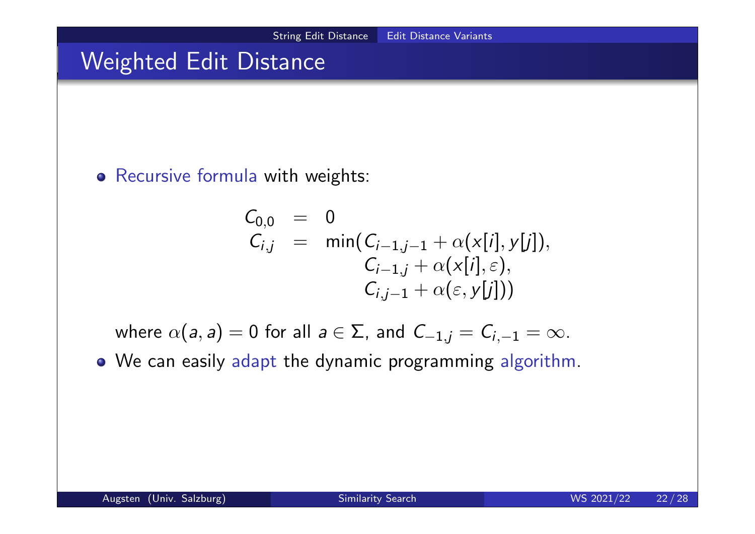# Weighted Edit Distance

- Recursive formula with weights:

$$
\begin{aligned}
C_{0,0} &= 0 \\
C_{i,j} &= \min( C_{i-1,j-1} + \alpha(x[i], y[j]), \\
&\qquad\quad C_{i-1,j} + \alpha(x[i], \varepsilon), \\
&\qquad\quad C_{i,j-1} + \alpha(\varepsilon, y[j]))
\end{aligned}
$$

  where $\alpha(a, a) = 0$ for all $a \in \Sigma$, and $C_{-1,j} = C_{i,-1} = \infty$.

- We can easily adapt the dynamic programming algorithm.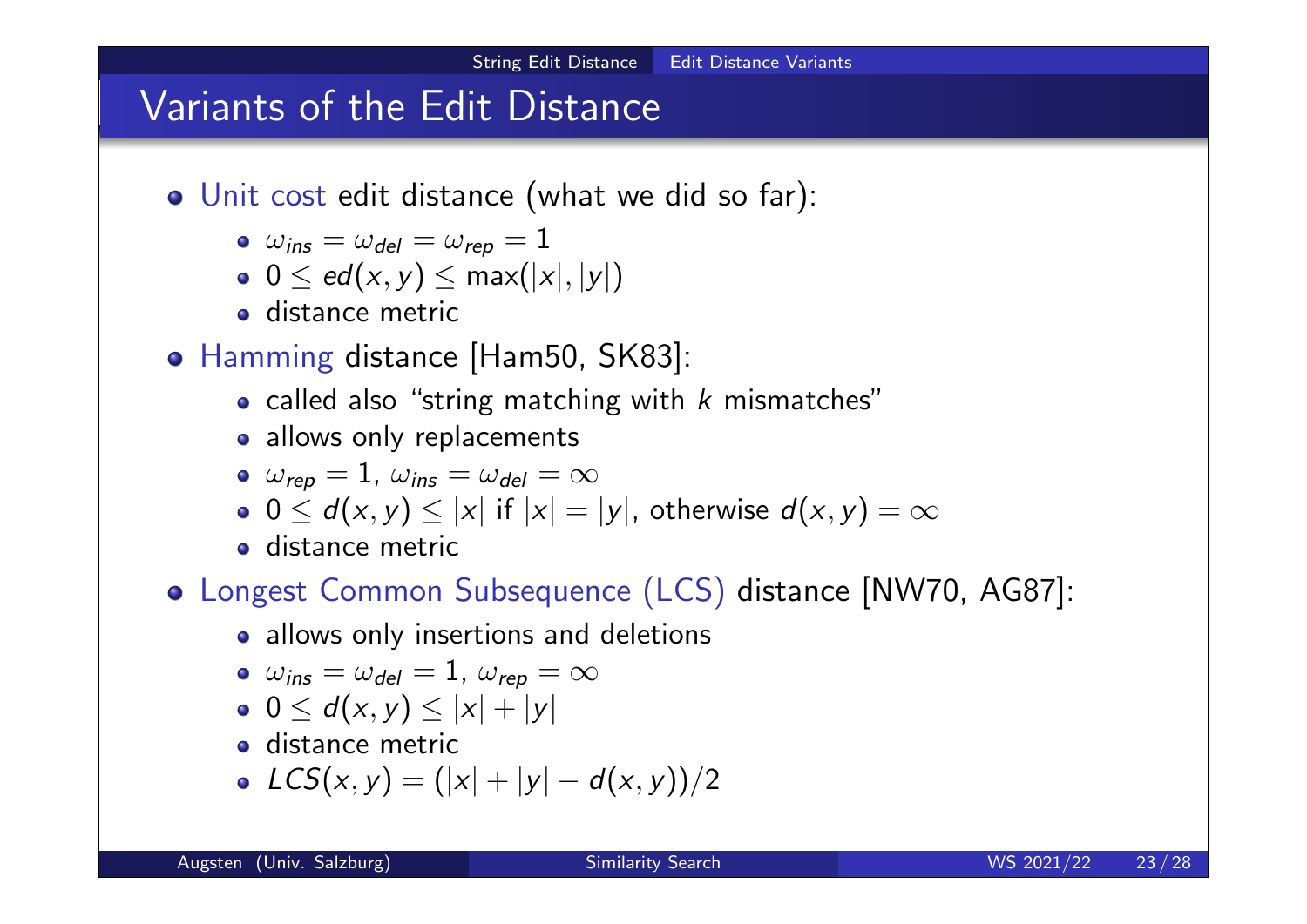## Variants of the Edit Distance

- Unit cost edit distance (what we did so far):
  - $\omega_{ins} = \omega_{del} = \omega_{rep} = 1$
  - $0 \leq ed(x, y) \leq \max(|x|, |y|)$
  - distance metric
- Hamming distance [Ham50, SK83]:
  - called also "string matching with $k$ mismatches"
  - allows only replacements
  - $\omega_{rep} = 1$, $\omega_{ins} = \omega_{del} = \infty$
  - $0 \leq d(x, y) \leq |x|$ if $|x| = |y|$, otherwise $d(x, y) = \infty$
  - distance metric
- Longest Common Subsequence (LCS) distance [NW70, AG87]:
  - allows only insertions and deletions
  - $\omega_{ins} = \omega_{del} = 1$, $\omega_{rep} = \infty$
  - $0 \leq d(x, y) \leq |x| + |y|$
  - distance metric
  - $LCS(x, y) = (|x| + |y| - d(x, y))/2$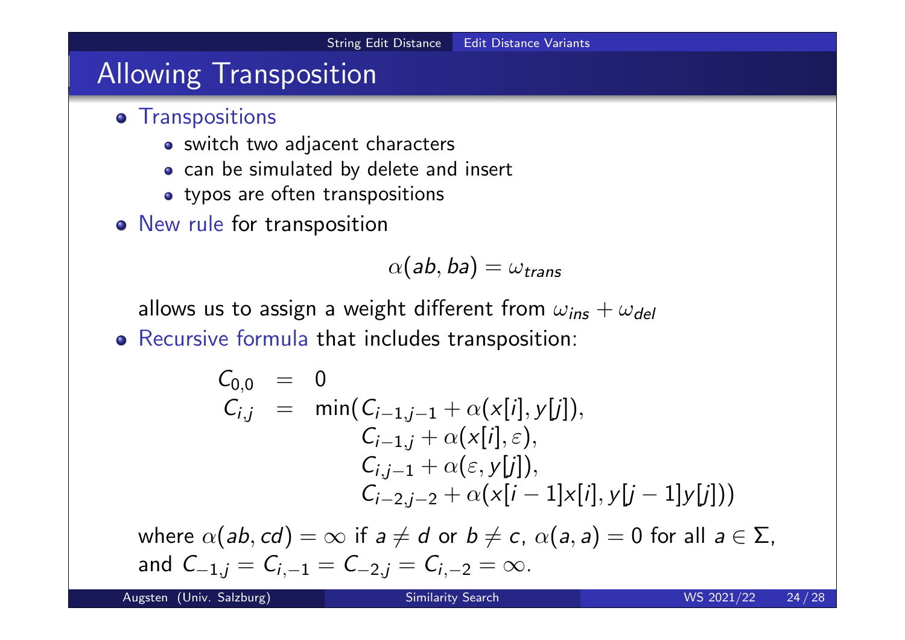# Allowing Transposition

- Transpositions
  - switch two adjacent characters
  - can be simulated by delete and insert
  - typos are often transpositions
- New rule for transposition

$$\alpha(ab, ba) = \omega_{trans}$$

  allows us to assign a weight different from $\omega_{ins} + \omega_{del}$
- Recursive formula that includes transposition:

$$
\begin{aligned}
C_{0,0} &= 0 \\
C_{i,j} &= \min(C_{i-1,j-1} + \alpha(x[i], y[j]), \\
&\qquad C_{i-1,j} + \alpha(x[i], \varepsilon), \\
&\qquad C_{i,j-1} + \alpha(\varepsilon, y[j]), \\
&\qquad C_{i-2,j-2} + \alpha(x[i-1]x[i], y[j-1]y[j]))
\end{aligned}
$$

  where $\alpha(ab, cd) = \infty$ if $a \neq d$ or $b \neq c$, $\alpha(a, a) = 0$ for all $a \in \Sigma$, and $C_{-1,j} = C_{i,-1} = C_{-2,j} = C_{i,-2} = \infty$.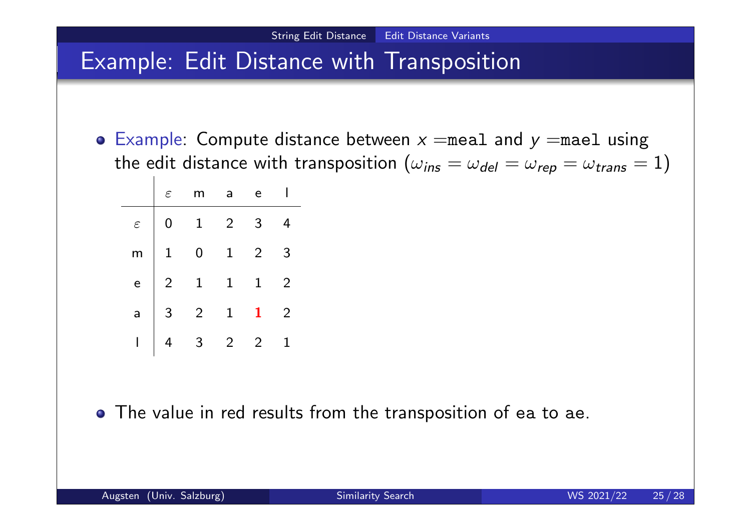# Example: Edit Distance with Transposition

- Example: Compute distance between $x =$ `meal` and $y =$ `mael` using the edit distance with transposition ($\omega_{ins} = \omega_{del} = \omega_{rep} = \omega_{trans} = 1$)

| | $\varepsilon$ | m | a | e | l |
|---|---|---|---|---|---|
| $\varepsilon$ | 0 | 1 | 2 | 3 | 4 |
| m | 1 | 0 | 1 | 2 | 3 |
| e | 2 | 1 | 1 | 1 | 2 |
| a | 3 | 2 | 1 | **1** | 2 |
| l | 4 | 3 | 2 | 2 | 1 |

- The value in red results from the transposition of ea to ae.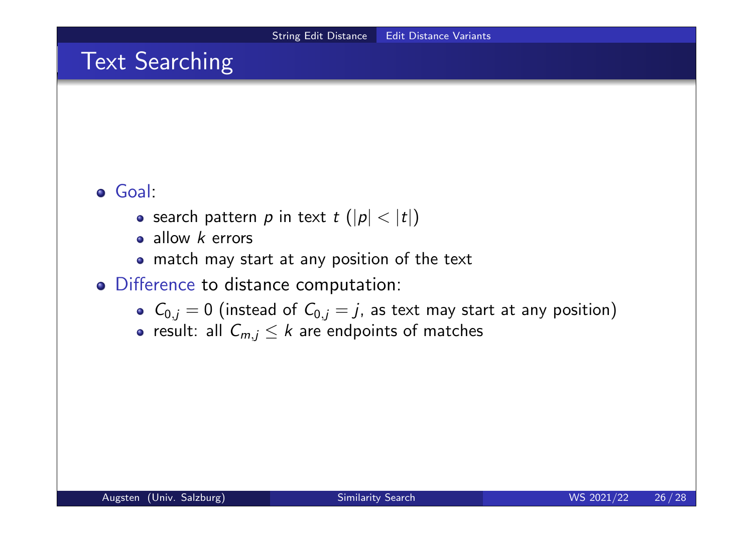# Text Searching

- Goal:
  - search pattern $p$ in text $t$ ($|p| < |t|$)
  - allow $k$ errors
  - match may start at any position of the text
- Difference to distance computation:
  - $C_{0,j} = 0$ (instead of $C_{0,j} = j$, as text may start at any position)
  - result: all $C_{m,j} \leq k$ are endpoints of matches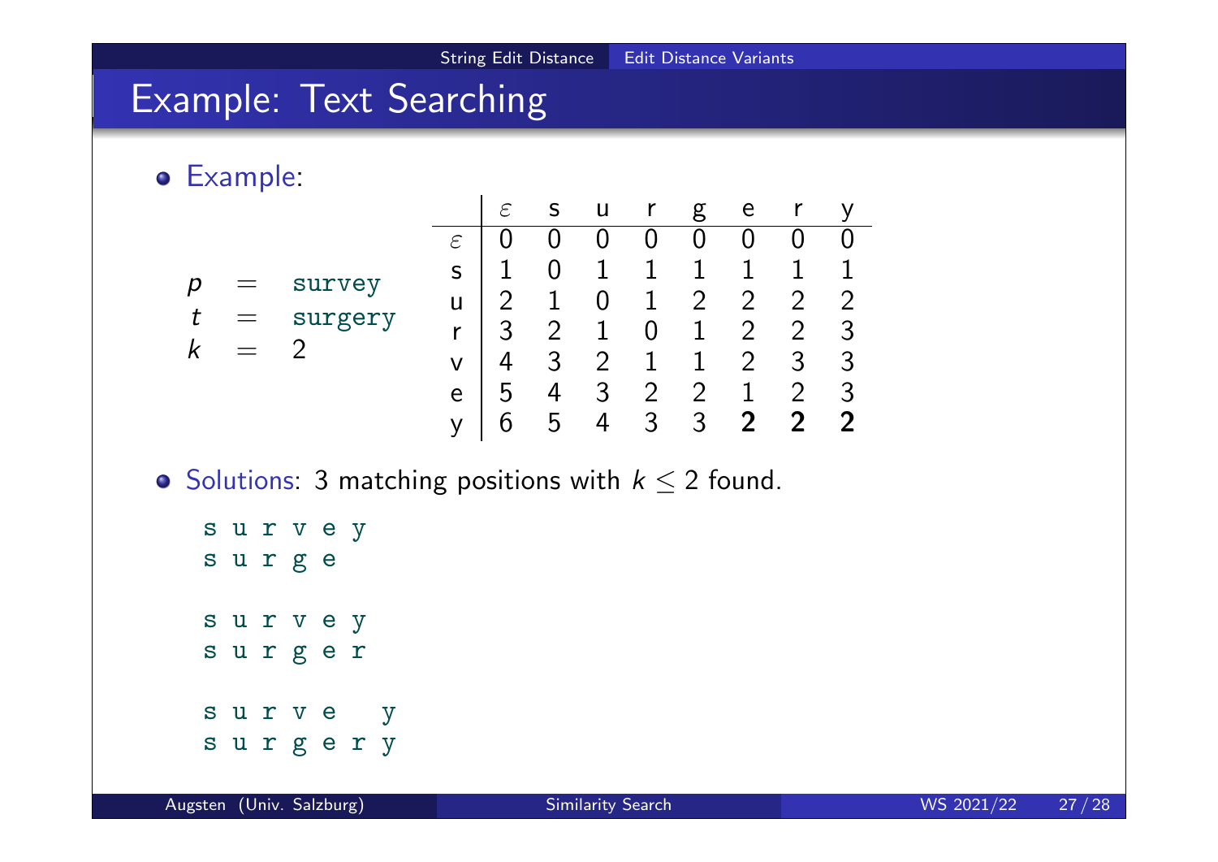## Example: Text Searching

- Example:

$p$ = `survey`
$t$ = `surgery`
$k$ = 2

| | $\varepsilon$ | s | u | r | g | e | r | y |
|---|---|---|---|---|---|---|---|---|
| $\varepsilon$ | 0 | 0 | 0 | 0 | 0 | 0 | 0 | 0 |
| s | 1 | 0 | 1 | 1 | 1 | 1 | 1 | 1 |
| u | 2 | 1 | 0 | 1 | 2 | 2 | 2 | 2 |
| r | 3 | 2 | 1 | 0 | 1 | 2 | 2 | 3 |
| v | 4 | 3 | 2 | 1 | 1 | 2 | 3 | 3 |
| e | 5 | 4 | 3 | 2 | 2 | 1 | 2 | 3 |
| y | 6 | 5 | 4 | 3 | 3 | **2** | **2** | **2** |

- Solutions: 3 matching positions with $k \leq 2$ found.

```
s u r v e y
s u r g e

s u r v e y
s u r g e r

s u r v e   y
s u r g e r y
```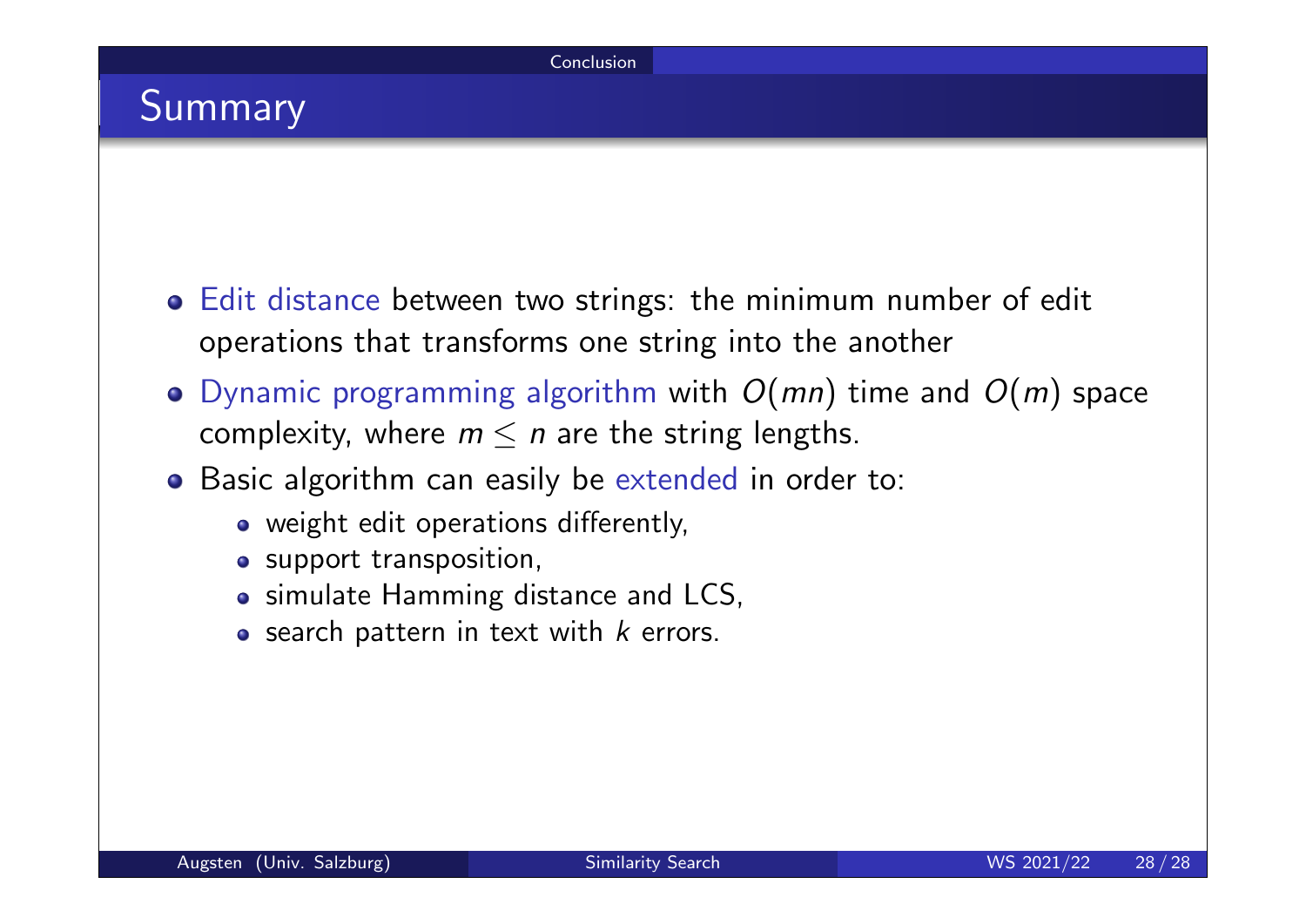## Summary

- Edit distance between two strings: the minimum number of edit operations that transforms one string into the another
- Dynamic programming algorithm with $O(mn)$ time and $O(m)$ space complexity, where $m \leq n$ are the string lengths.
- Basic algorithm can easily be extended in order to:
  - weight edit operations differently,
  - support transposition,
  - simulate Hamming distance and LCS,
  - search pattern in text with $k$ errors.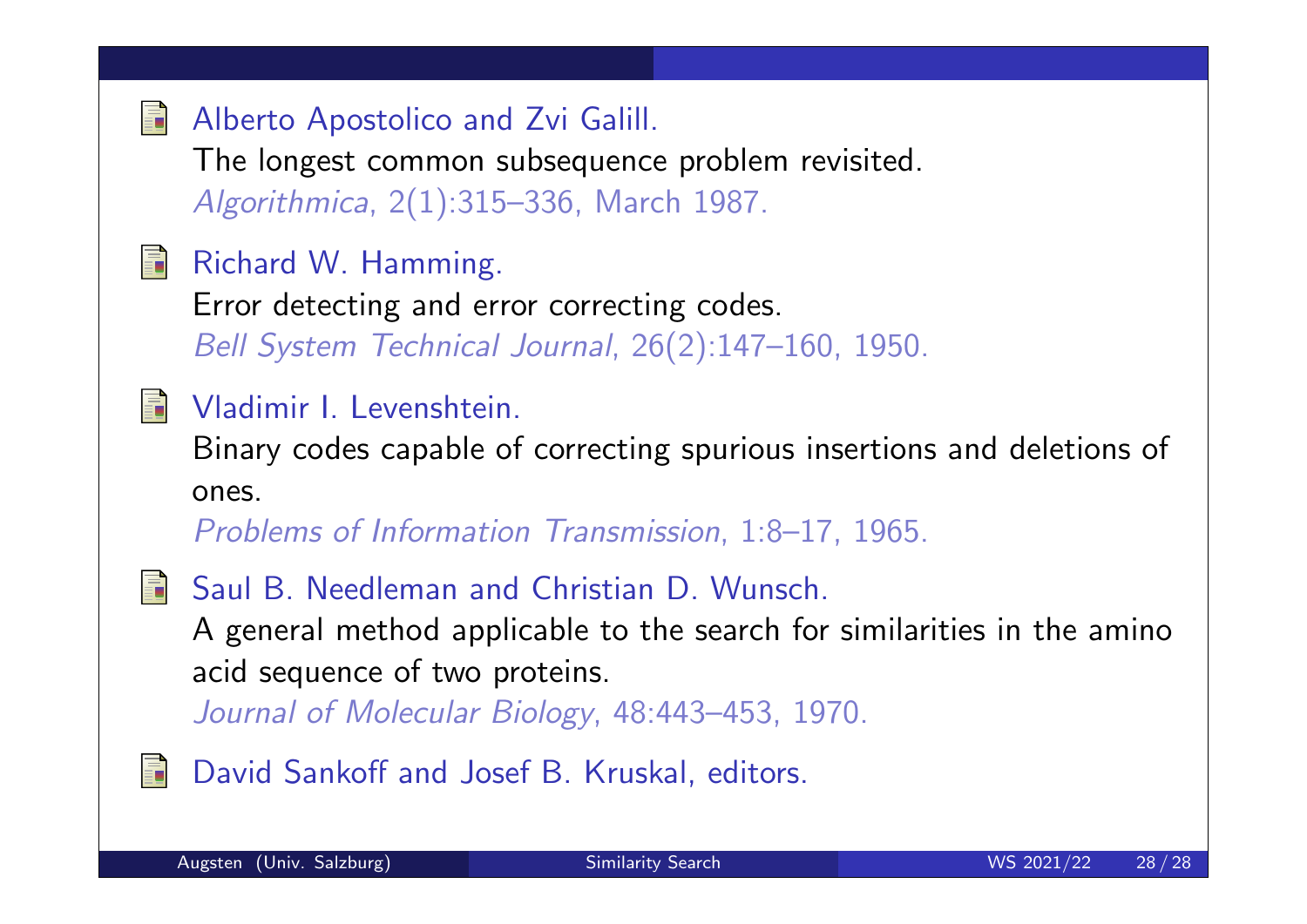- Alberto Apostolico and Zvi Galill.
  The longest common subsequence problem revisited.
  *Algorithmica*, 2(1):315–336, March 1987.

- Richard W. Hamming.
  Error detecting and error correcting codes.
  *Bell System Technical Journal*, 26(2):147–160, 1950.

- Vladimir I. Levenshtein.
  Binary codes capable of correcting spurious insertions and deletions of ones.
  *Problems of Information Transmission*, 1:8–17, 1965.

- Saul B. Needleman and Christian D. Wunsch.
  A general method applicable to the search for similarities in the amino acid sequence of two proteins.
  *Journal of Molecular Biology*, 48:443–453, 1970.

- David Sankoff and Josef B. Kruskal, editors.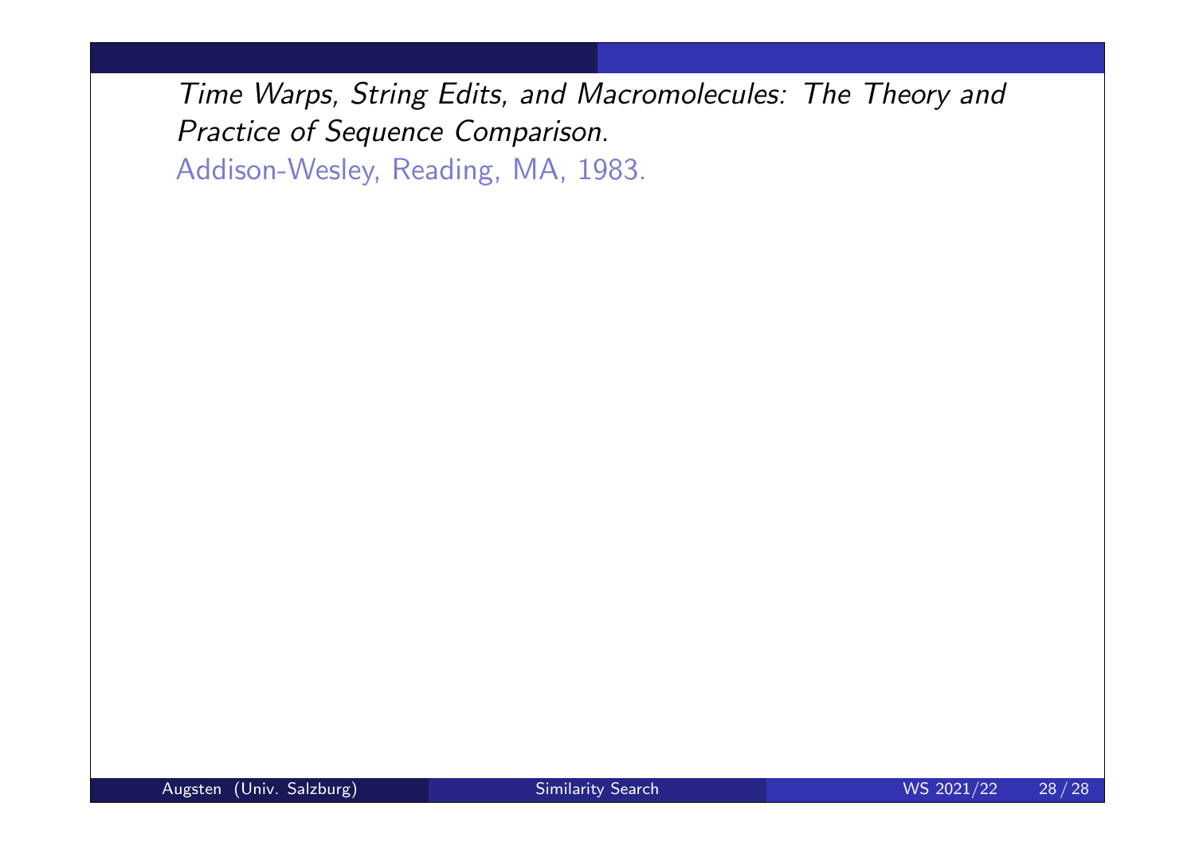*Time Warps, String Edits, and Macromolecules: The Theory and Practice of Sequence Comparison*.
Addison-Wesley, Reading, MA, 1983.